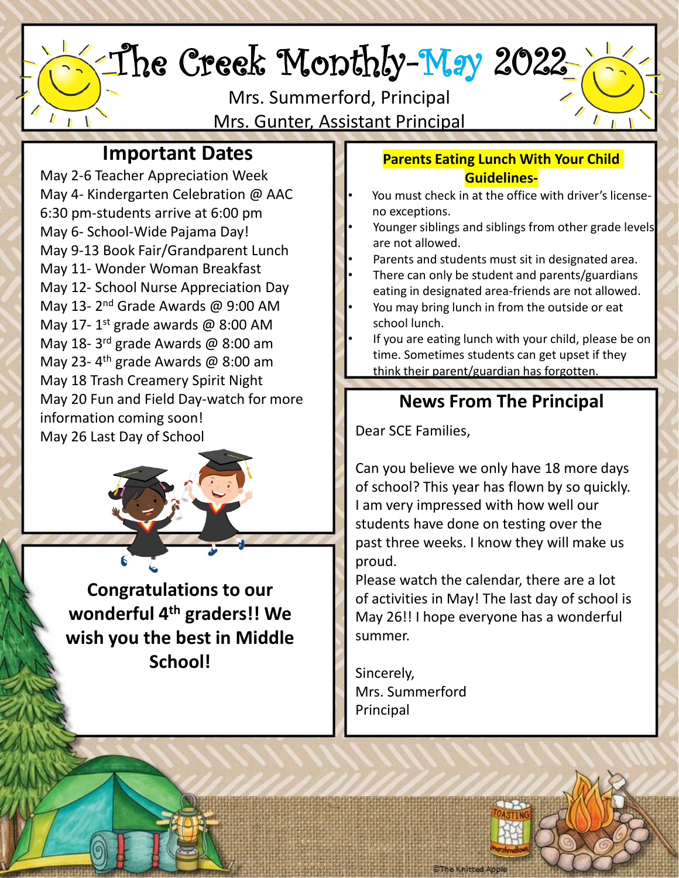# The Creek Monthly-May 2022

Mrs. Summerford, Principal

Mrs. Gunter, Assistant Principal

## Important Dates

May 2-6 Teacher Appreciation Week
May 4- Kindergarten Celebration @ AAC 6:30 pm-students arrive at 6:00 pm
May 6- School-Wide Pajama Day!
May 9-13 Book Fair/Grandparent Lunch
May 11- Wonder Woman Breakfast
May 12- School Nurse Appreciation Day
May 13- 2nd Grade Awards @ 9:00 AM
May 17- 1st grade awards @ 8:00 AM
May 18- 3rd grade Awards @ 8:00 am
May 23- 4th grade Awards @ 8:00 am
May 18 Trash Creamery Spirit Night
May 20 Fun and Field Day-watch for more information coming soon!
May 26 Last Day of School

**Congratulations to our wonderful 4th graders!! We wish you the best in Middle School!**

## Parents Eating Lunch With Your Child Guidelines-

- You must check in at the office with driver's license-no exceptions.
- Younger siblings and siblings from other grade levels are not allowed.
- Parents and students must sit in designated area.
- There can only be student and parents/guardians eating in designated area-friends are not allowed.
- You may bring lunch in from the outside or eat school lunch.
- If you are eating lunch with your child, please be on time. Sometimes students can get upset if they think their parent/guardian has forgotten.

## News From The Principal

Dear SCE Families,

Can you believe we only have 18 more days of school? This year has flown by so quickly. I am very impressed with how well our students have done on testing over the past three weeks. I know they will make us proud.
Please watch the calendar, there are a lot of activities in May! The last day of school is May 26!! I hope everyone has a wonderful summer.

Sincerely,
Mrs. Summerford
Principal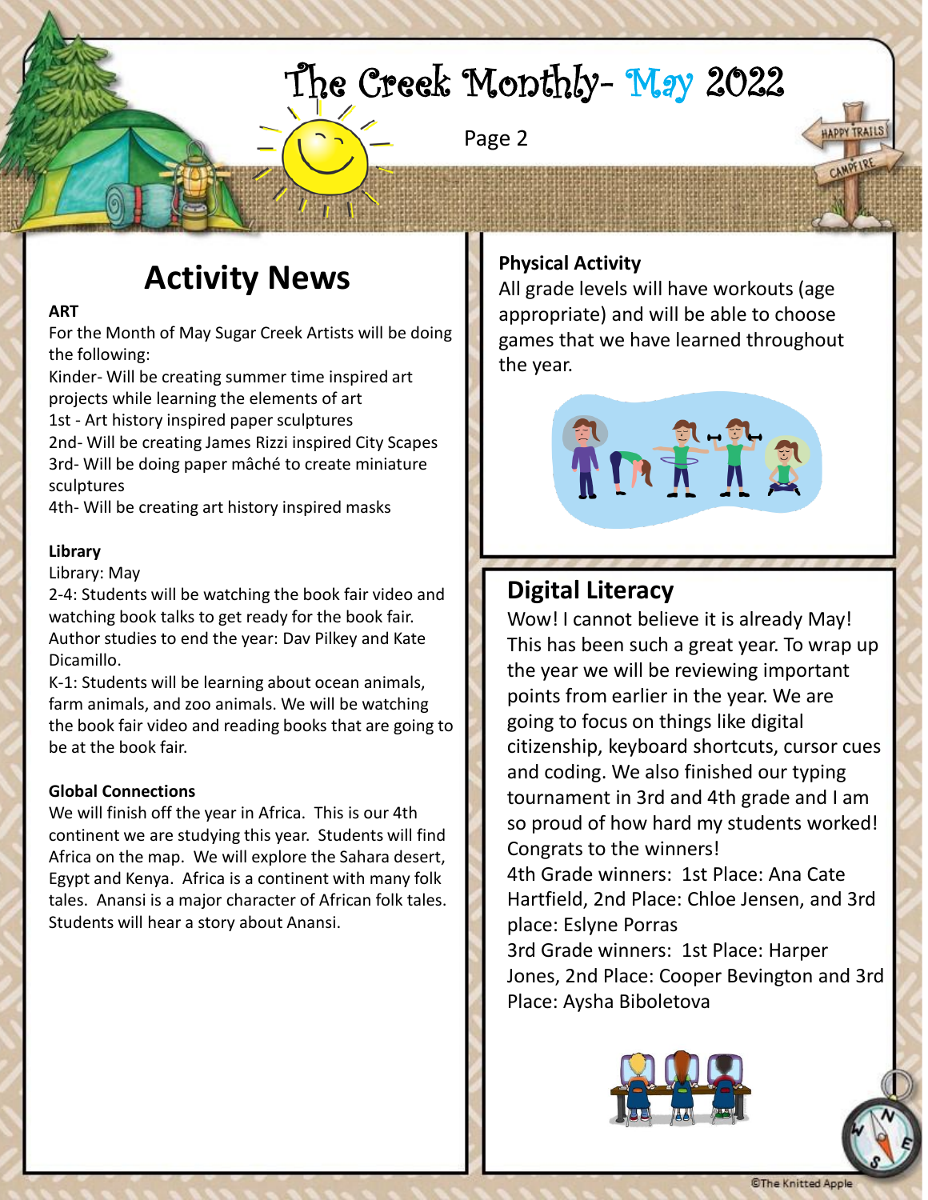# The Creek Monthly- May 2022

## Activity News

**ART**

For the Month of May Sugar Creek Artists will be doing the following:

Kinder- Will be creating summer time inspired art projects while learning the elements of art

1st - Art history inspired paper sculptures

2nd- Will be creating James Rizzi inspired City Scapes

3rd- Will be doing paper mâché to create miniature sculptures

4th- Will be creating art history inspired masks

**Library**

Library: May

2-4: Students will be watching the book fair video and watching book talks to get ready for the book fair. Author studies to end the year: Dav Pilkey and Kate Dicamillo.

K-1: Students will be learning about ocean animals, farm animals, and zoo animals. We will be watching the book fair video and reading books that are going to be at the book fair.

**Global Connections**

We will finish off the year in Africa. This is our 4th continent we are studying this year. Students will find Africa on the map. We will explore the Sahara desert, Egypt and Kenya. Africa is a continent with many folk tales. Anansi is a major character of African folk tales. Students will hear a story about Anansi.

**Physical Activity**

All grade levels will have workouts (age appropriate) and will be able to choose games that we have learned throughout the year.

## Digital Literacy

Wow! I cannot believe it is already May! This has been such a great year. To wrap up the year we will be reviewing important points from earlier in the year. We are going to focus on things like digital citizenship, keyboard shortcuts, cursor cues and coding. We also finished our typing tournament in 3rd and 4th grade and I am so proud of how hard my students worked! Congrats to the winners!

4th Grade winners: 1st Place: Ana Cate Hartfield, 2nd Place: Chloe Jensen, and 3rd place: Eslyne Porras

3rd Grade winners: 1st Place: Harper Jones, 2nd Place: Cooper Bevington and 3rd Place: Aysha Biboletova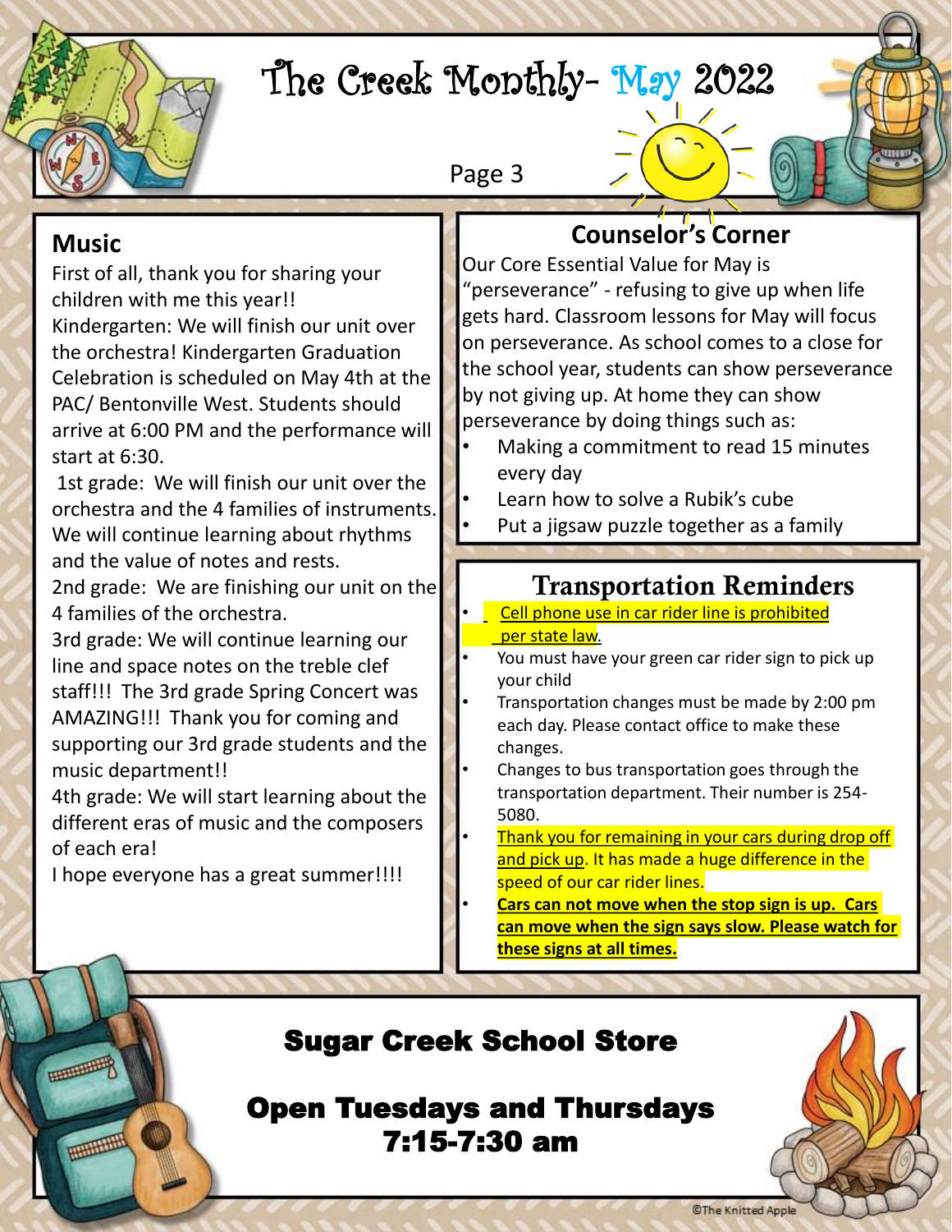# The Creek Monthly- May 2022

## Music

First of all, thank you for sharing your children with me this year!!

Kindergarten: We will finish our unit over the orchestra! Kindergarten Graduation Celebration is scheduled on May 4th at the PAC/ Bentonville West. Students should arrive at 6:00 PM and the performance will start at 6:30.

1st grade: We will finish our unit over the orchestra and the 4 families of instruments. We will continue learning about rhythms and the value of notes and rests.

2nd grade: We are finishing our unit on the 4 families of the orchestra.

3rd grade: We will continue learning our line and space notes on the treble clef staff!!! The 3rd grade Spring Concert was AMAZING!!! Thank you for coming and supporting our 3rd grade students and the music department!!

4th grade: We will start learning about the different eras of music and the composers of each era!

I hope everyone has a great summer!!!!

## Counselor's Corner

Our Core Essential Value for May is "perseverance" - refusing to give up when life gets hard. Classroom lessons for May will focus on perseverance. As school comes to a close for the school year, students can show perseverance by not giving up. At home they can show perseverance by doing things such as:

- Making a commitment to read 15 minutes every day
- Learn how to solve a Rubik's cube
- Put a jigsaw puzzle together as a family

## Transportation Reminders

- Cell phone use in car rider line is prohibited per state law.
- You must have your green car rider sign to pick up your child
- Transportation changes must be made by 2:00 pm each day. Please contact office to make these changes.
- Changes to bus transportation goes through the transportation department. Their number is 254-5080.
- Thank you for remaining in your cars during drop off and pick up. It has made a huge difference in the speed of our car rider lines.
- **Cars can not move when the stop sign is up. Cars can move when the sign says slow. Please watch for these signs at all times.**

## Sugar Creek School Store

**Open Tuesdays and Thursdays 7:15-7:30 am**

©The Knitted Apple